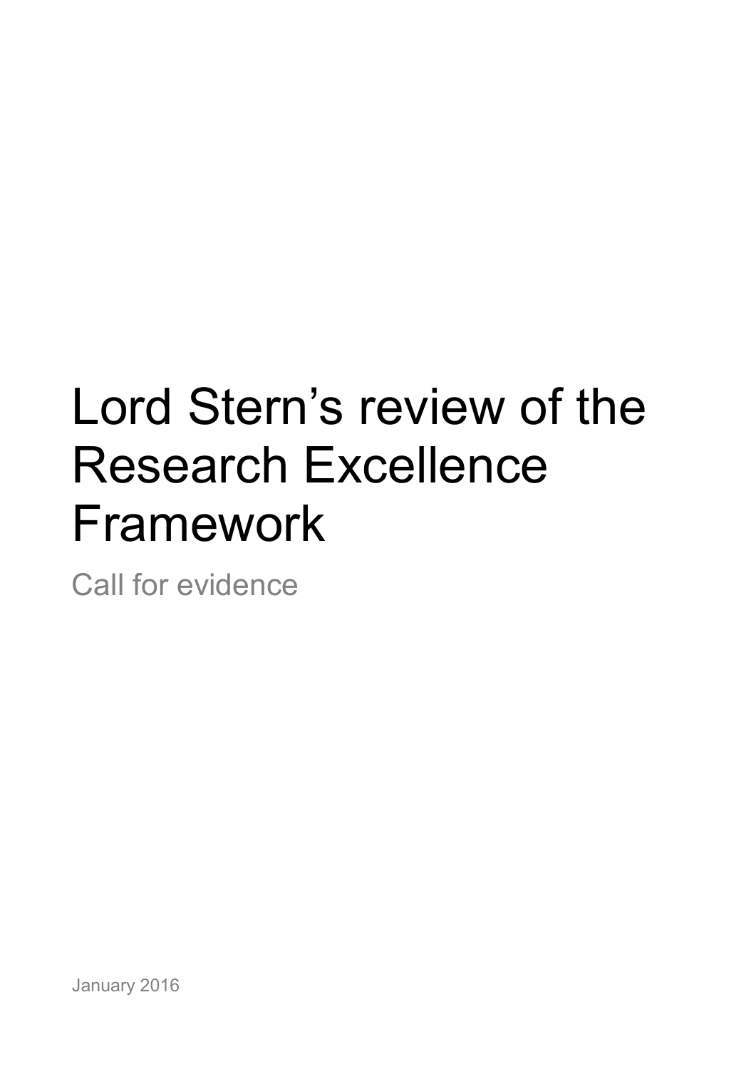# Lord Stern's review of the Research Excellence Framework

Call for evidence

January 2016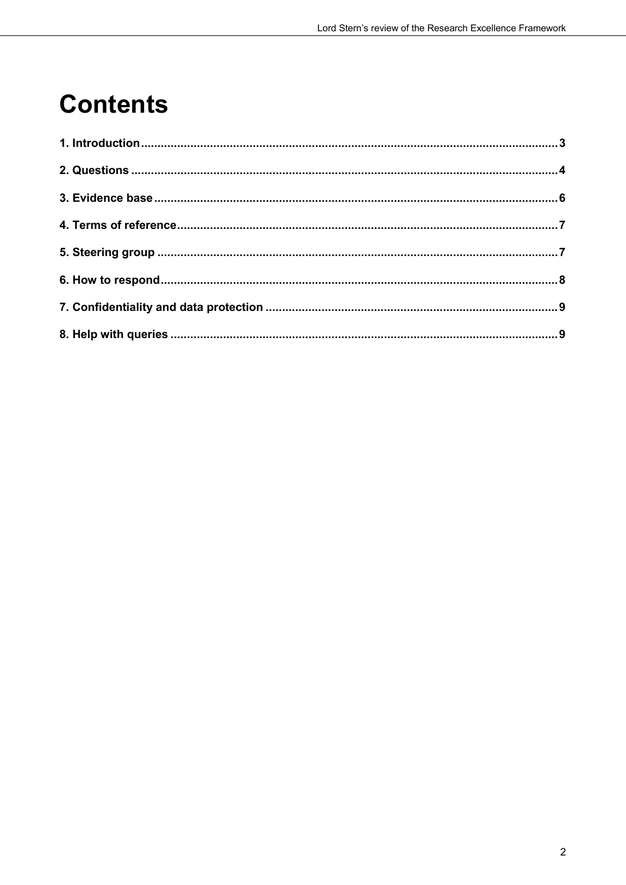# Contents

**1. Introduction** .......... **3**

**2. Questions** .......... **4**

**3. Evidence base** .......... **6**

**4. Terms of reference** .......... **7**

**5. Steering group** .......... **7**

**6. How to respond** .......... **8**

**7. Confidentiality and data protection** .......... **9**

**8. Help with queries** .......... **9**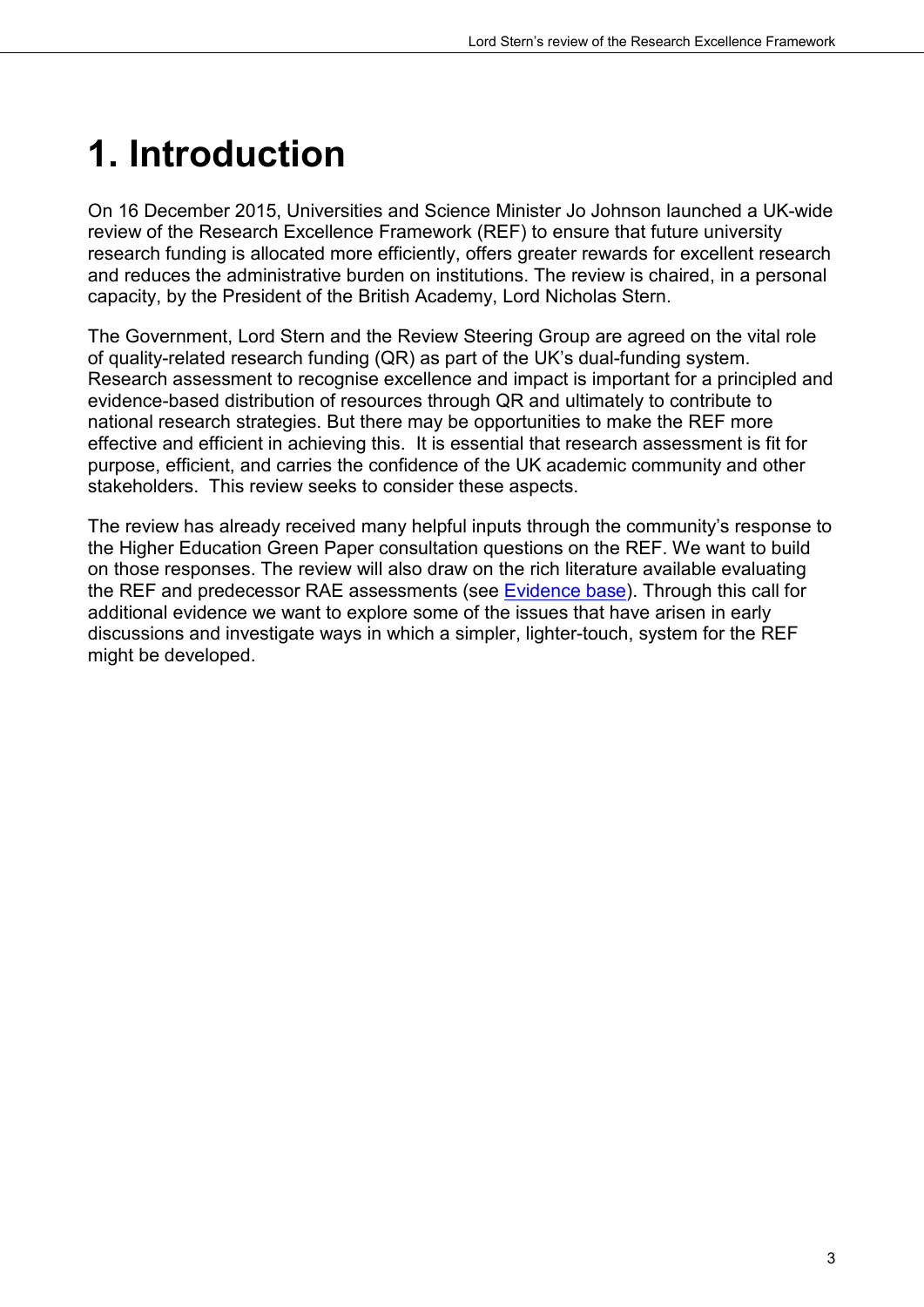# 1. Introduction

On 16 December 2015, Universities and Science Minister Jo Johnson launched a UK-wide review of the Research Excellence Framework (REF) to ensure that future university research funding is allocated more efficiently, offers greater rewards for excellent research and reduces the administrative burden on institutions. The review is chaired, in a personal capacity, by the President of the British Academy, Lord Nicholas Stern.

The Government, Lord Stern and the Review Steering Group are agreed on the vital role of quality-related research funding (QR) as part of the UK's dual-funding system. Research assessment to recognise excellence and impact is important for a principled and evidence-based distribution of resources through QR and ultimately to contribute to national research strategies. But there may be opportunities to make the REF more effective and efficient in achieving this. It is essential that research assessment is fit for purpose, efficient, and carries the confidence of the UK academic community and other stakeholders. This review seeks to consider these aspects.

The review has already received many helpful inputs through the community's response to the Higher Education Green Paper consultation questions on the REF. We want to build on those responses. The review will also draw on the rich literature available evaluating the REF and predecessor RAE assessments (see Evidence base). Through this call for additional evidence we want to explore some of the issues that have arisen in early discussions and investigate ways in which a simpler, lighter-touch, system for the REF might be developed.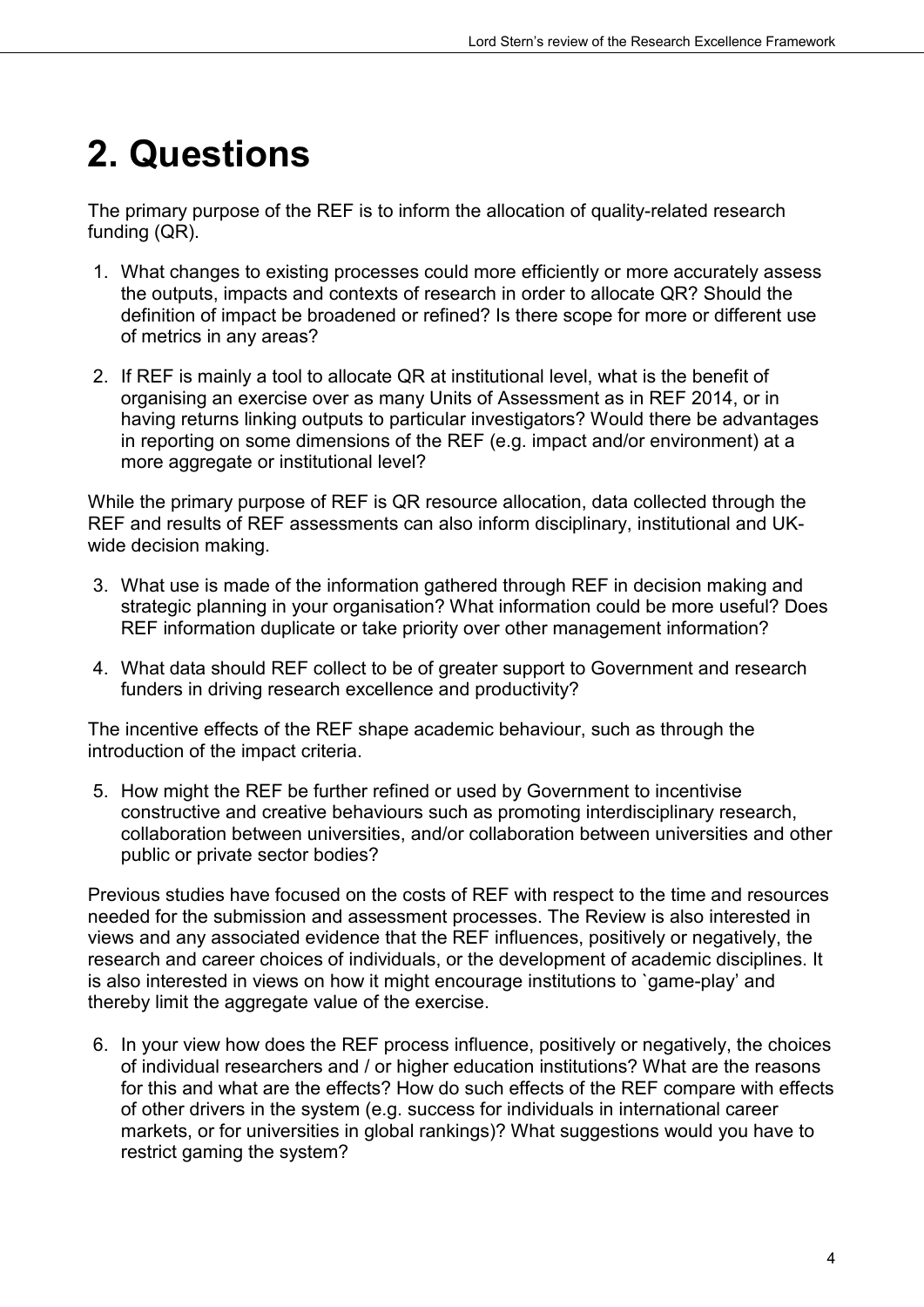# 2. Questions

The primary purpose of the REF is to inform the allocation of quality-related research funding (QR).

1. What changes to existing processes could more efficiently or more accurately assess the outputs, impacts and contexts of research in order to allocate QR? Should the definition of impact be broadened or refined? Is there scope for more or different use of metrics in any areas?

2. If REF is mainly a tool to allocate QR at institutional level, what is the benefit of organising an exercise over as many Units of Assessment as in REF 2014, or in having returns linking outputs to particular investigators? Would there be advantages in reporting on some dimensions of the REF (e.g. impact and/or environment) at a more aggregate or institutional level?

While the primary purpose of REF is QR resource allocation, data collected through the REF and results of REF assessments can also inform disciplinary, institutional and UK-wide decision making.

3. What use is made of the information gathered through REF in decision making and strategic planning in your organisation? What information could be more useful? Does REF information duplicate or take priority over other management information?

4. What data should REF collect to be of greater support to Government and research funders in driving research excellence and productivity?

The incentive effects of the REF shape academic behaviour, such as through the introduction of the impact criteria.

5. How might the REF be further refined or used by Government to incentivise constructive and creative behaviours such as promoting interdisciplinary research, collaboration between universities, and/or collaboration between universities and other public or private sector bodies?

Previous studies have focused on the costs of REF with respect to the time and resources needed for the submission and assessment processes. The Review is also interested in views and any associated evidence that the REF influences, positively or negatively, the research and career choices of individuals, or the development of academic disciplines. It is also interested in views on how it might encourage institutions to `game-play' and thereby limit the aggregate value of the exercise.

6. In your view how does the REF process influence, positively or negatively, the choices of individual researchers and / or higher education institutions? What are the reasons for this and what are the effects? How do such effects of the REF compare with effects of other drivers in the system (e.g. success for individuals in international career markets, or for universities in global rankings)? What suggestions would you have to restrict gaming the system?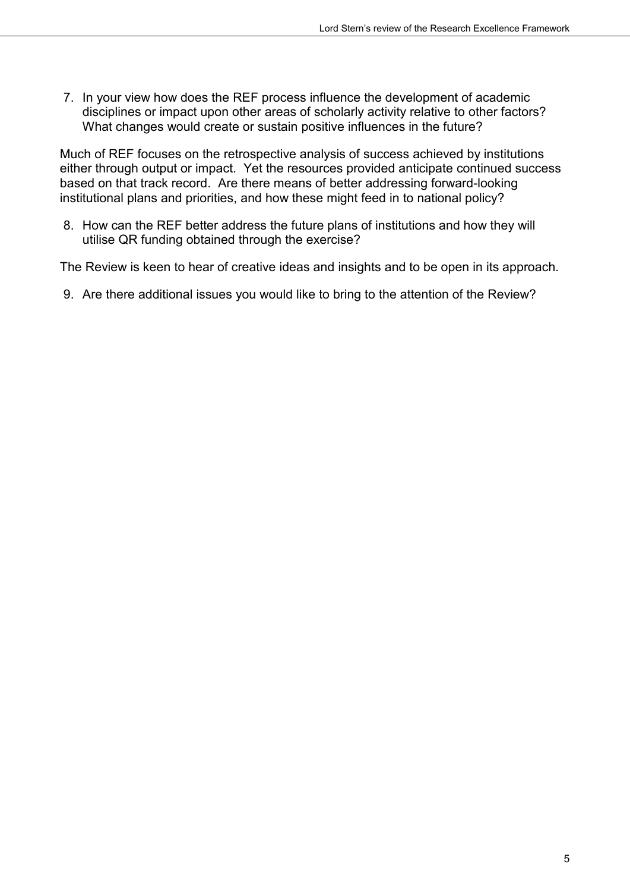7. In your view how does the REF process influence the development of academic disciplines or impact upon other areas of scholarly activity relative to other factors? What changes would create or sustain positive influences in the future?

Much of REF focuses on the retrospective analysis of success achieved by institutions either through output or impact. Yet the resources provided anticipate continued success based on that track record. Are there means of better addressing forward-looking institutional plans and priorities, and how these might feed in to national policy?

8. How can the REF better address the future plans of institutions and how they will utilise QR funding obtained through the exercise?

The Review is keen to hear of creative ideas and insights and to be open in its approach.

9. Are there additional issues you would like to bring to the attention of the Review?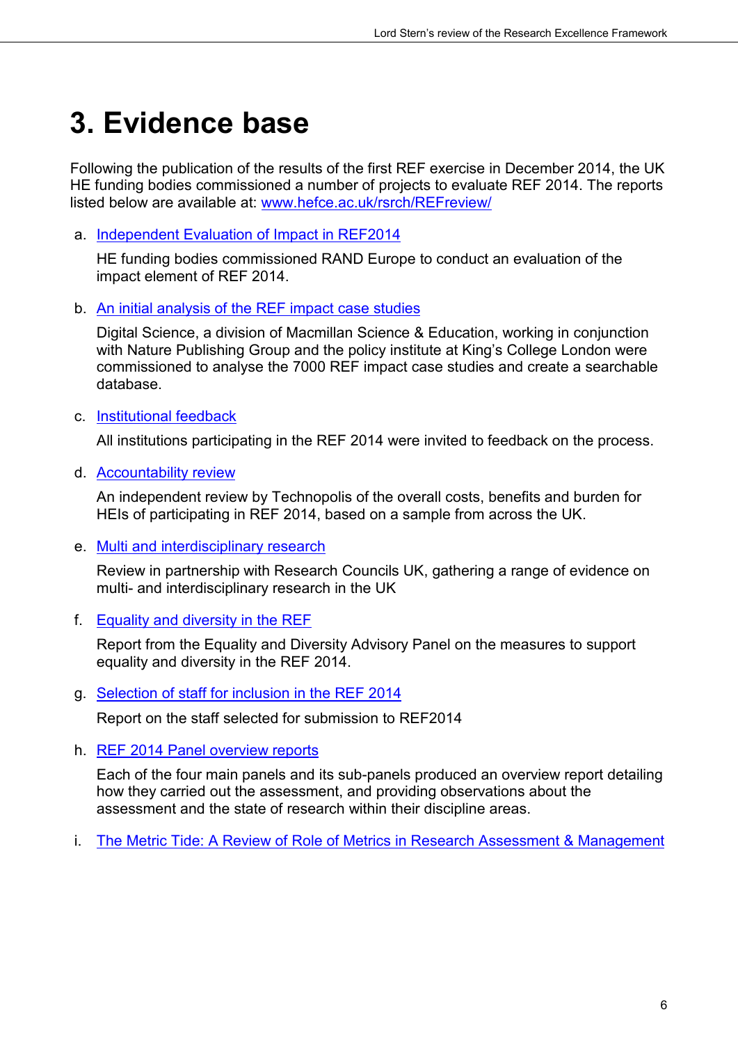# 3. Evidence base

Following the publication of the results of the first REF exercise in December 2014, the UK HE funding bodies commissioned a number of projects to evaluate REF 2014. The reports listed below are available at: [www.hefce.ac.uk/rsrch/REFreview/](www.hefce.ac.uk/rsrch/REFreview/)

a. Independent Evaluation of Impact in REF2014

   HE funding bodies commissioned RAND Europe to conduct an evaluation of the impact element of REF 2014.

b. An initial analysis of the REF impact case studies

   Digital Science, a division of Macmillan Science & Education, working in conjunction with Nature Publishing Group and the policy institute at King's College London were commissioned to analyse the 7000 REF impact case studies and create a searchable database.

c. Institutional feedback

   All institutions participating in the REF 2014 were invited to feedback on the process.

d. Accountability review

   An independent review by Technopolis of the overall costs, benefits and burden for HEIs of participating in REF 2014, based on a sample from across the UK.

e. Multi and interdisciplinary research

   Review in partnership with Research Councils UK, gathering a range of evidence on multi- and interdisciplinary research in the UK

f. Equality and diversity in the REF

   Report from the Equality and Diversity Advisory Panel on the measures to support equality and diversity in the REF 2014.

g. Selection of staff for inclusion in the REF 2014

   Report on the staff selected for submission to REF2014

h. REF 2014 Panel overview reports

   Each of the four main panels and its sub-panels produced an overview report detailing how they carried out the assessment, and providing observations about the assessment and the state of research within their discipline areas.

i. The Metric Tide: A Review of Role of Metrics in Research Assessment & Management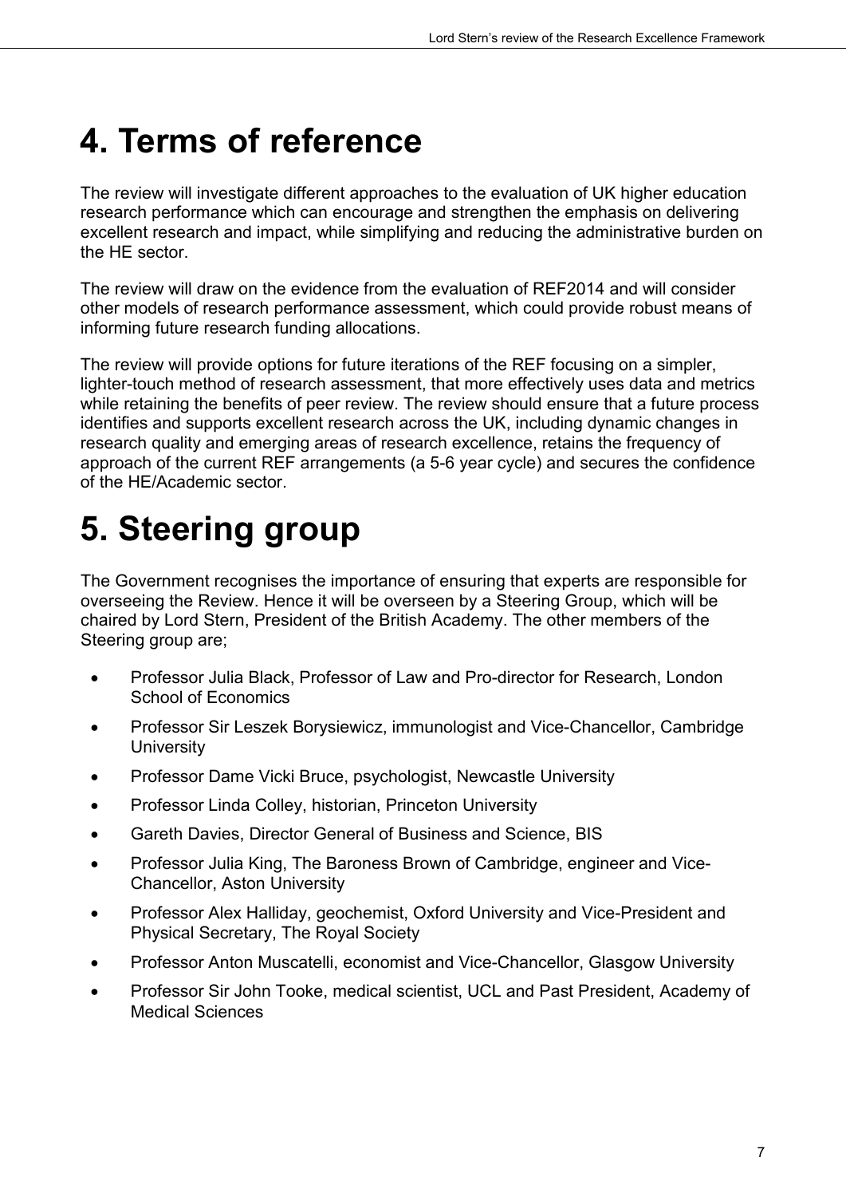# 4. Terms of reference

The review will investigate different approaches to the evaluation of UK higher education research performance which can encourage and strengthen the emphasis on delivering excellent research and impact, while simplifying and reducing the administrative burden on the HE sector.

The review will draw on the evidence from the evaluation of REF2014 and will consider other models of research performance assessment, which could provide robust means of informing future research funding allocations.

The review will provide options for future iterations of the REF focusing on a simpler, lighter-touch method of research assessment, that more effectively uses data and metrics while retaining the benefits of peer review. The review should ensure that a future process identifies and supports excellent research across the UK, including dynamic changes in research quality and emerging areas of research excellence, retains the frequency of approach of the current REF arrangements (a 5-6 year cycle) and secures the confidence of the HE/Academic sector.

# 5. Steering group

The Government recognises the importance of ensuring that experts are responsible for overseeing the Review. Hence it will be overseen by a Steering Group, which will be chaired by Lord Stern, President of the British Academy. The other members of the Steering group are;

- Professor Julia Black, Professor of Law and Pro-director for Research, London School of Economics
- Professor Sir Leszek Borysiewicz, immunologist and Vice-Chancellor, Cambridge University
- Professor Dame Vicki Bruce, psychologist, Newcastle University
- Professor Linda Colley, historian, Princeton University
- Gareth Davies, Director General of Business and Science, BIS
- Professor Julia King, The Baroness Brown of Cambridge, engineer and Vice-Chancellor, Aston University
- Professor Alex Halliday, geochemist, Oxford University and Vice-President and Physical Secretary, The Royal Society
- Professor Anton Muscatelli, economist and Vice-Chancellor, Glasgow University
- Professor Sir John Tooke, medical scientist, UCL and Past President, Academy of Medical Sciences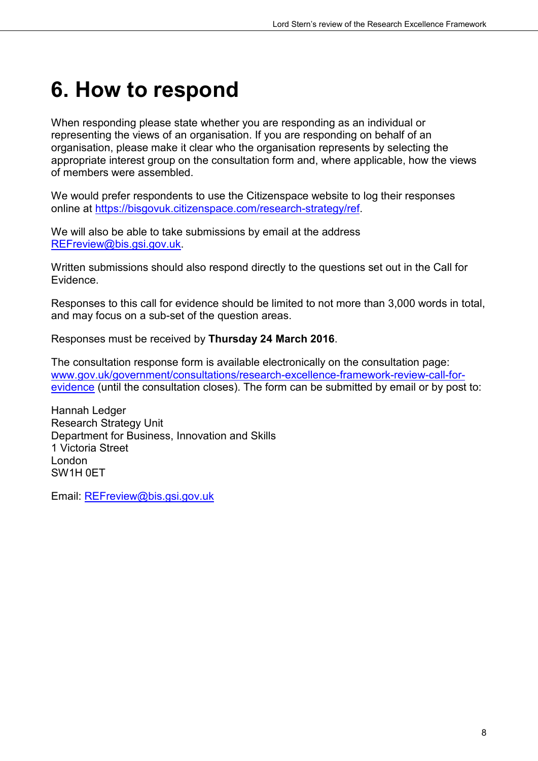# 6. How to respond

When responding please state whether you are responding as an individual or representing the views of an organisation. If you are responding on behalf of an organisation, please make it clear who the organisation represents by selecting the appropriate interest group on the consultation form and, where applicable, how the views of members were assembled.

We would prefer respondents to use the Citizenspace website to log their responses online at https://bisgovuk.citizenspace.com/research-strategy/ref.

We will also be able to take submissions by email at the address REFreview@bis.gsi.gov.uk.

Written submissions should also respond directly to the questions set out in the Call for Evidence.

Responses to this call for evidence should be limited to not more than 3,000 words in total, and may focus on a sub-set of the question areas.

Responses must be received by **Thursday 24 March 2016**.

The consultation response form is available electronically on the consultation page: www.gov.uk/government/consultations/research-excellence-framework-review-call-for-evidence (until the consultation closes). The form can be submitted by email or by post to:

Hannah Ledger
Research Strategy Unit
Department for Business, Innovation and Skills
1 Victoria Street
London
SW1H 0ET

Email: REFreview@bis.gsi.gov.uk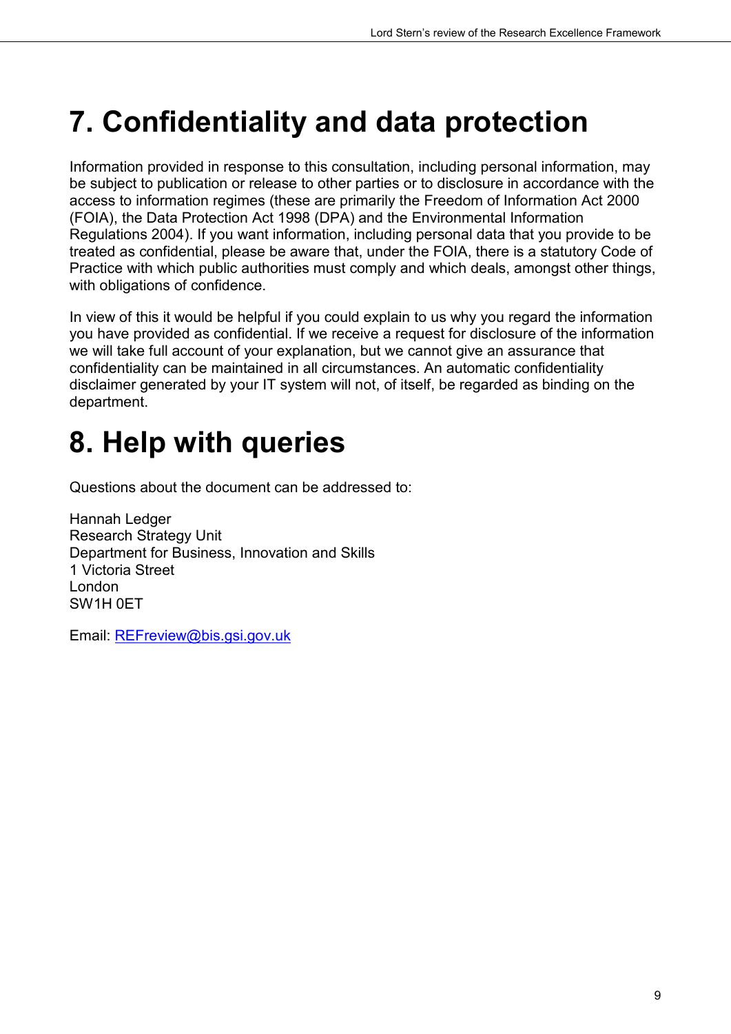# 7. Confidentiality and data protection

Information provided in response to this consultation, including personal information, may be subject to publication or release to other parties or to disclosure in accordance with the access to information regimes (these are primarily the Freedom of Information Act 2000 (FOIA), the Data Protection Act 1998 (DPA) and the Environmental Information Regulations 2004). If you want information, including personal data that you provide to be treated as confidential, please be aware that, under the FOIA, there is a statutory Code of Practice with which public authorities must comply and which deals, amongst other things, with obligations of confidence.

In view of this it would be helpful if you could explain to us why you regard the information you have provided as confidential. If we receive a request for disclosure of the information we will take full account of your explanation, but we cannot give an assurance that confidentiality can be maintained in all circumstances. An automatic confidentiality disclaimer generated by your IT system will not, of itself, be regarded as binding on the department.

# 8. Help with queries

Questions about the document can be addressed to:

Hannah Ledger
Research Strategy Unit
Department for Business, Innovation and Skills
1 Victoria Street
London
SW1H 0ET

Email: REFreview@bis.gsi.gov.uk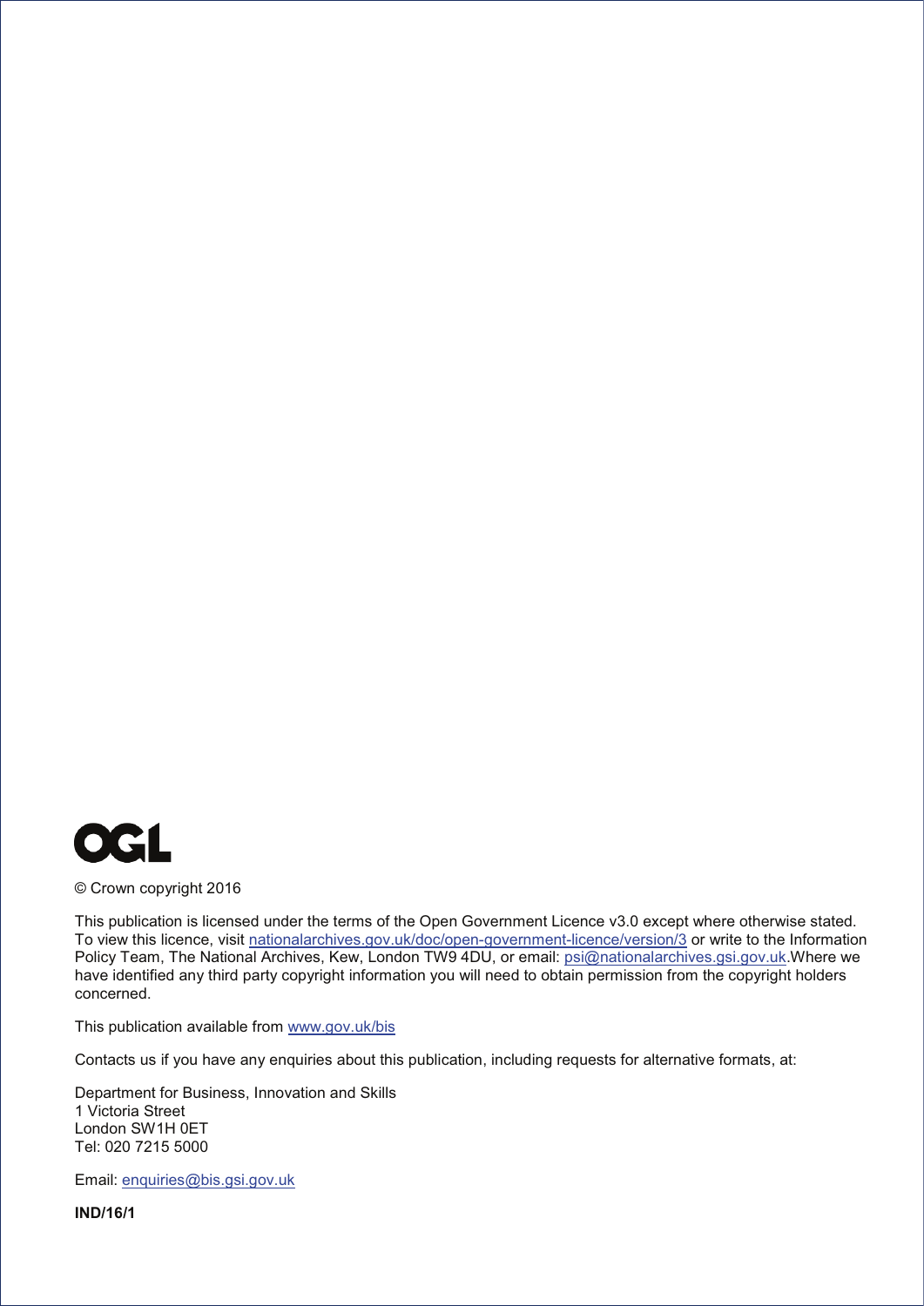© Crown copyright 2016

This publication is licensed under the terms of the Open Government Licence v3.0 except where otherwise stated. To view this licence, visit nationalarchives.gov.uk/doc/open-government-licence/version/3 or write to the Information Policy Team, The National Archives, Kew, London TW9 4DU, or email: psi@nationalarchives.gsi.gov.uk.Where we have identified any third party copyright information you will need to obtain permission from the copyright holders concerned.

This publication available from www.gov.uk/bis

Contacts us if you have any enquiries about this publication, including requests for alternative formats, at:

Department for Business, Innovation and Skills
1 Victoria Street
London SW1H 0ET
Tel: 020 7215 5000

Email: enquiries@bis.gsi.gov.uk

**IND/16/1**